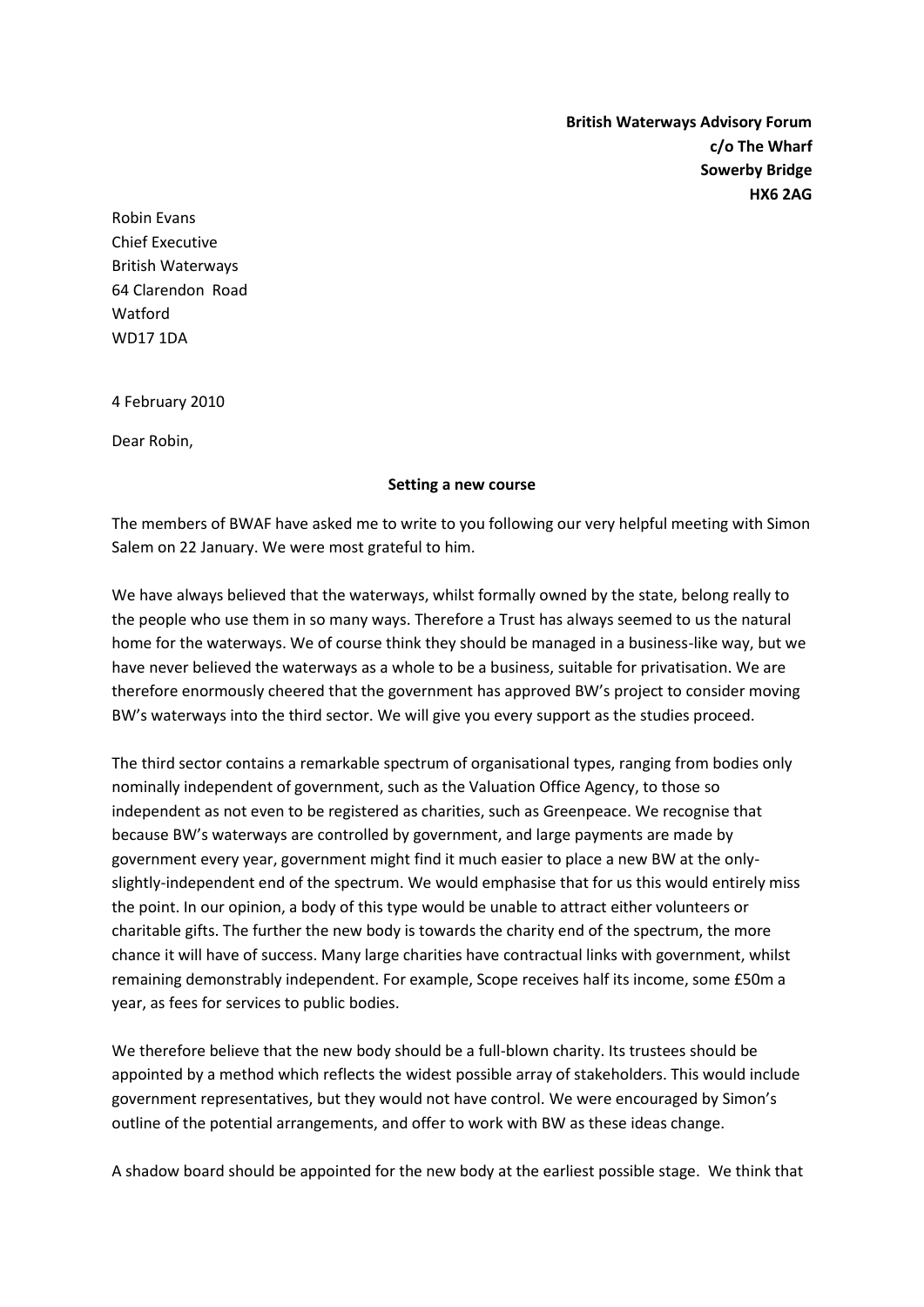**British Waterways Advisory Forum**
**c/o The Wharf**
**Sowerby Bridge**
**HX6 2AG**

Robin Evans
Chief Executive
British Waterways
64 Clarendon Road
Watford
WD17 1DA

4 February 2010

Dear Robin,

**Setting a new course**

The members of BWAF have asked me to write to you following our very helpful meeting with Simon Salem on 22 January. We were most grateful to him.

We have always believed that the waterways, whilst formally owned by the state, belong really to the people who use them in so many ways. Therefore a Trust has always seemed to us the natural home for the waterways. We of course think they should be managed in a business-like way, but we have never believed the waterways as a whole to be a business, suitable for privatisation. We are therefore enormously cheered that the government has approved BW's project to consider moving BW's waterways into the third sector. We will give you every support as the studies proceed.

The third sector contains a remarkable spectrum of organisational types, ranging from bodies only nominally independent of government, such as the Valuation Office Agency, to those so independent as not even to be registered as charities, such as Greenpeace. We recognise that because BW's waterways are controlled by government, and large payments are made by government every year, government might find it much easier to place a new BW at the only-slightly-independent end of the spectrum. We would emphasise that for us this would entirely miss the point. In our opinion, a body of this type would be unable to attract either volunteers or charitable gifts. The further the new body is towards the charity end of the spectrum, the more chance it will have of success. Many large charities have contractual links with government, whilst remaining demonstrably independent. For example, Scope receives half its income, some £50m a year, as fees for services to public bodies.

We therefore believe that the new body should be a full-blown charity. Its trustees should be appointed by a method which reflects the widest possible array of stakeholders. This would include government representatives, but they would not have control. We were encouraged by Simon's outline of the potential arrangements, and offer to work with BW as these ideas change.

A shadow board should be appointed for the new body at the earliest possible stage. We think that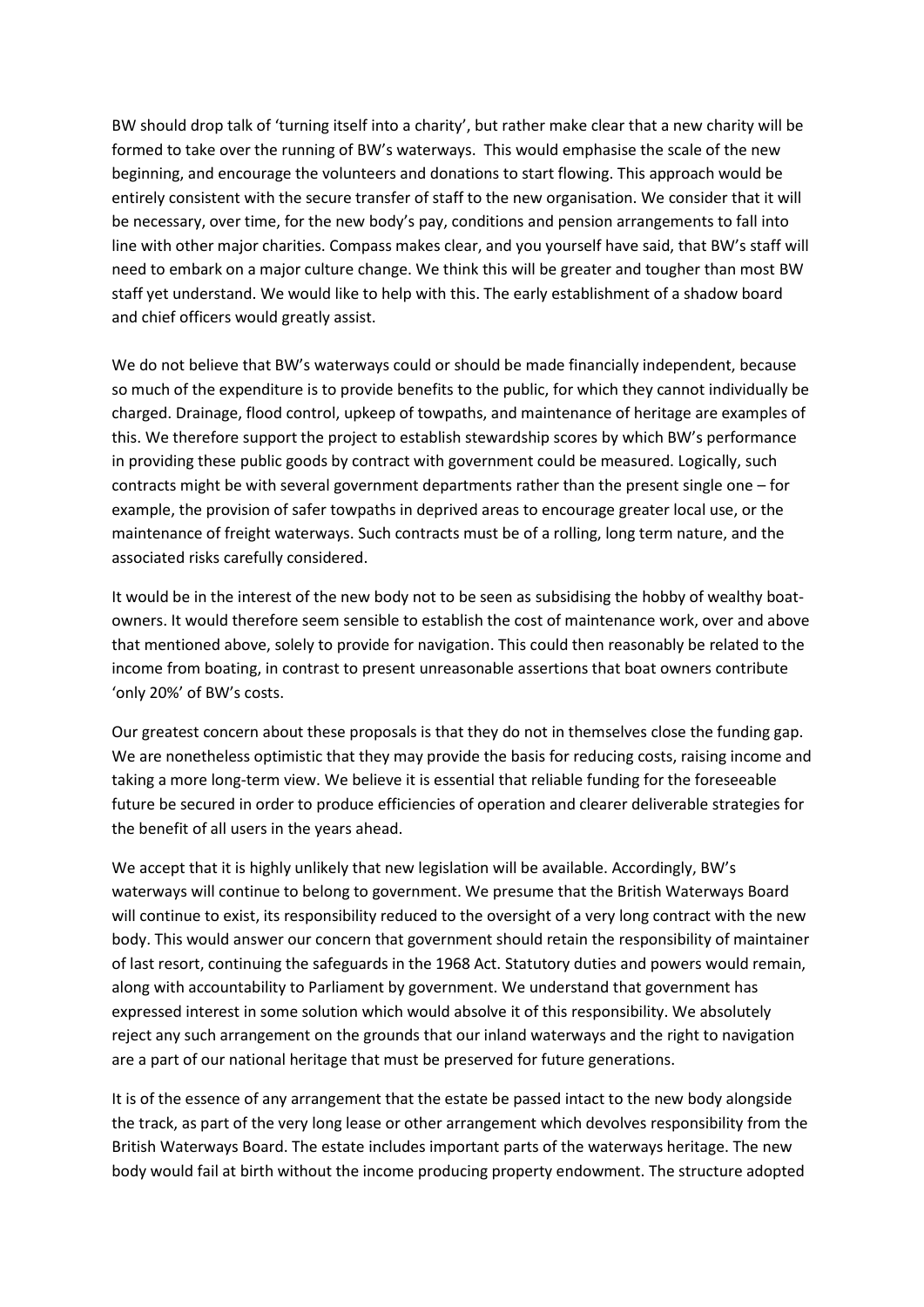BW should drop talk of 'turning itself into a charity', but rather make clear that a new charity will be formed to take over the running of BW's waterways. This would emphasise the scale of the new beginning, and encourage the volunteers and donations to start flowing. This approach would be entirely consistent with the secure transfer of staff to the new organisation. We consider that it will be necessary, over time, for the new body's pay, conditions and pension arrangements to fall into line with other major charities. Compass makes clear, and you yourself have said, that BW's staff will need to embark on a major culture change. We think this will be greater and tougher than most BW staff yet understand. We would like to help with this. The early establishment of a shadow board and chief officers would greatly assist.

We do not believe that BW's waterways could or should be made financially independent, because so much of the expenditure is to provide benefits to the public, for which they cannot individually be charged. Drainage, flood control, upkeep of towpaths, and maintenance of heritage are examples of this. We therefore support the project to establish stewardship scores by which BW's performance in providing these public goods by contract with government could be measured. Logically, such contracts might be with several government departments rather than the present single one – for example, the provision of safer towpaths in deprived areas to encourage greater local use, or the maintenance of freight waterways. Such contracts must be of a rolling, long term nature, and the associated risks carefully considered.

It would be in the interest of the new body not to be seen as subsidising the hobby of wealthy boat-owners. It would therefore seem sensible to establish the cost of maintenance work, over and above that mentioned above, solely to provide for navigation. This could then reasonably be related to the income from boating, in contrast to present unreasonable assertions that boat owners contribute 'only 20%' of BW's costs.

Our greatest concern about these proposals is that they do not in themselves close the funding gap. We are nonetheless optimistic that they may provide the basis for reducing costs, raising income and taking a more long-term view. We believe it is essential that reliable funding for the foreseeable future be secured in order to produce efficiencies of operation and clearer deliverable strategies for the benefit of all users in the years ahead.

We accept that it is highly unlikely that new legislation will be available. Accordingly, BW's waterways will continue to belong to government. We presume that the British Waterways Board will continue to exist, its responsibility reduced to the oversight of a very long contract with the new body. This would answer our concern that government should retain the responsibility of maintainer of last resort, continuing the safeguards in the 1968 Act. Statutory duties and powers would remain, along with accountability to Parliament by government. We understand that government has expressed interest in some solution which would absolve it of this responsibility. We absolutely reject any such arrangement on the grounds that our inland waterways and the right to navigation are a part of our national heritage that must be preserved for future generations.

It is of the essence of any arrangement that the estate be passed intact to the new body alongside the track, as part of the very long lease or other arrangement which devolves responsibility from the British Waterways Board. The estate includes important parts of the waterways heritage. The new body would fail at birth without the income producing property endowment. The structure adopted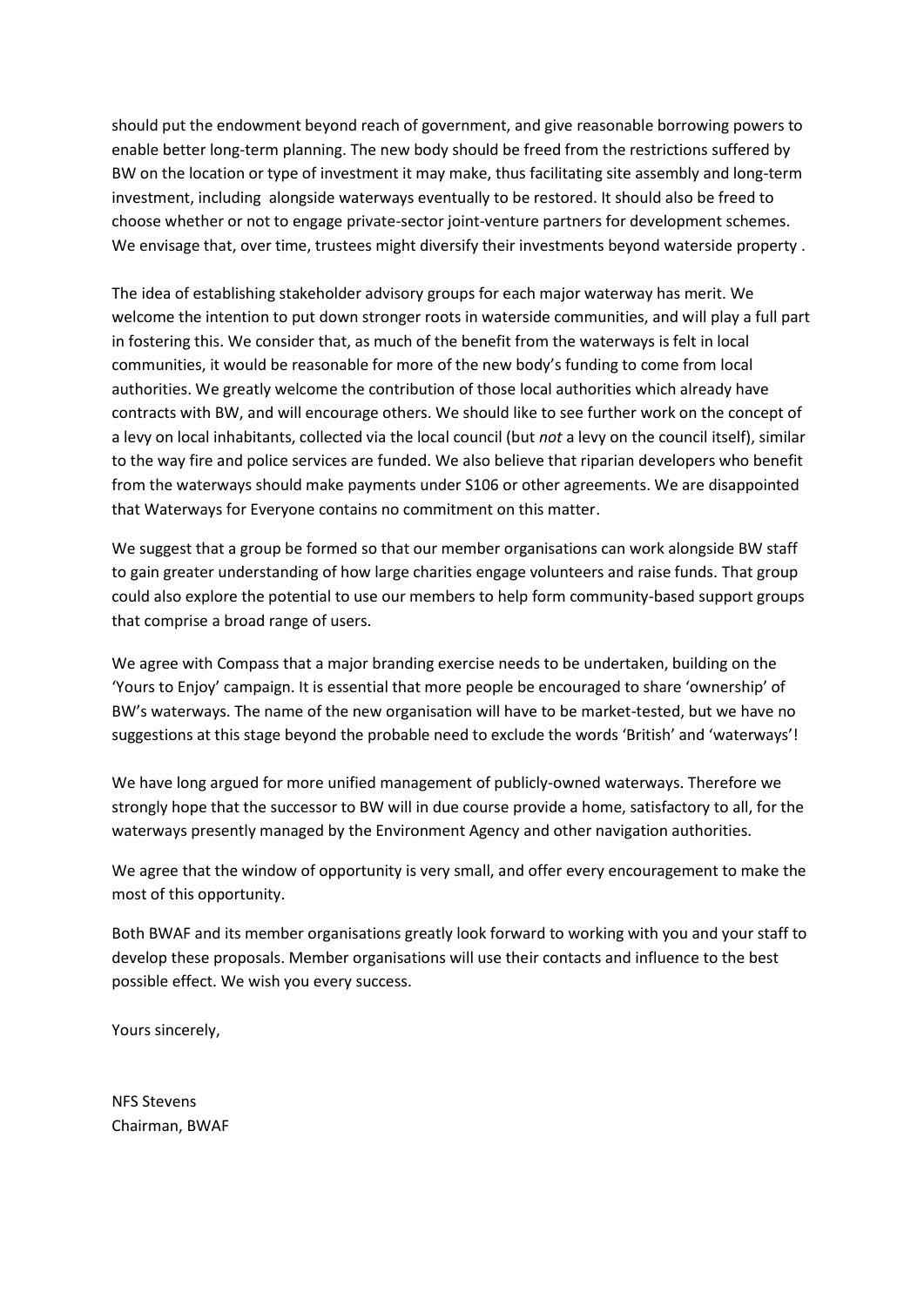should put the endowment beyond reach of government, and give reasonable borrowing powers to enable better long-term planning. The new body should be freed from the restrictions suffered by BW on the location or type of investment it may make, thus facilitating site assembly and long-term investment, including alongside waterways eventually to be restored. It should also be freed to choose whether or not to engage private-sector joint-venture partners for development schemes. We envisage that, over time, trustees might diversify their investments beyond waterside property .

The idea of establishing stakeholder advisory groups for each major waterway has merit. We welcome the intention to put down stronger roots in waterside communities, and will play a full part in fostering this. We consider that, as much of the benefit from the waterways is felt in local communities, it would be reasonable for more of the new body's funding to come from local authorities. We greatly welcome the contribution of those local authorities which already have contracts with BW, and will encourage others. We should like to see further work on the concept of a levy on local inhabitants, collected via the local council (but *not* a levy on the council itself), similar to the way fire and police services are funded. We also believe that riparian developers who benefit from the waterways should make payments under S106 or other agreements. We are disappointed that Waterways for Everyone contains no commitment on this matter.

We suggest that a group be formed so that our member organisations can work alongside BW staff to gain greater understanding of how large charities engage volunteers and raise funds. That group could also explore the potential to use our members to help form community-based support groups that comprise a broad range of users.

We agree with Compass that a major branding exercise needs to be undertaken, building on the 'Yours to Enjoy' campaign. It is essential that more people be encouraged to share 'ownership' of BW's waterways. The name of the new organisation will have to be market-tested, but we have no suggestions at this stage beyond the probable need to exclude the words 'British' and 'waterways'!

We have long argued for more unified management of publicly-owned waterways. Therefore we strongly hope that the successor to BW will in due course provide a home, satisfactory to all, for the waterways presently managed by the Environment Agency and other navigation authorities.

We agree that the window of opportunity is very small, and offer every encouragement to make the most of this opportunity.

Both BWAF and its member organisations greatly look forward to working with you and your staff to develop these proposals. Member organisations will use their contacts and influence to the best possible effect. We wish you every success.

Yours sincerely,

NFS Stevens  
Chairman, BWAF